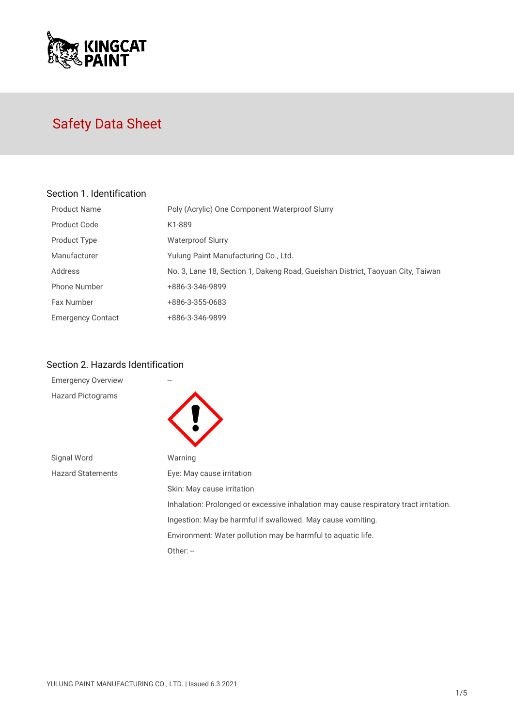KINGCAT PAINT

# Safety Data Sheet

## Section 1. Identification

| | |
|---|---|
| Product Name | Poly (Acrylic) One Component Waterproof Slurry |
| Product Code | K1-889 |
| Product Type | Waterproof Slurry |
| Manufacturer | Yulung Paint Manufacturing Co., Ltd. |
| Address | No. 3, Lane 18, Section 1, Dakeng Road, Gueishan District, Taoyuan City, Taiwan |
| Phone Number | +886-3-346-9899 |
| Fax Number | +886-3-355-0683 |
| Emergency Contact | +886-3-346-9899 |

## Section 2. Hazards Identification

| | |
|---|---|
| Emergency Overview | -- |
| Hazard Pictograms | |
| Signal Word | Warning |
| Hazard Statements | Eye: May cause irritation |
| | Skin: May cause irritation |
| | Inhalation: Prolonged or excessive inhalation may cause respiratory tract irritation. |
| | Ingestion: May be harmful if swallowed. May cause vomiting. |
| | Environment: Water pollution may be harmful to aquatic life. |
| | Other: -- |

YULUNG PAINT MANUFACTURING CO., LTD. | Issued 6.3.2021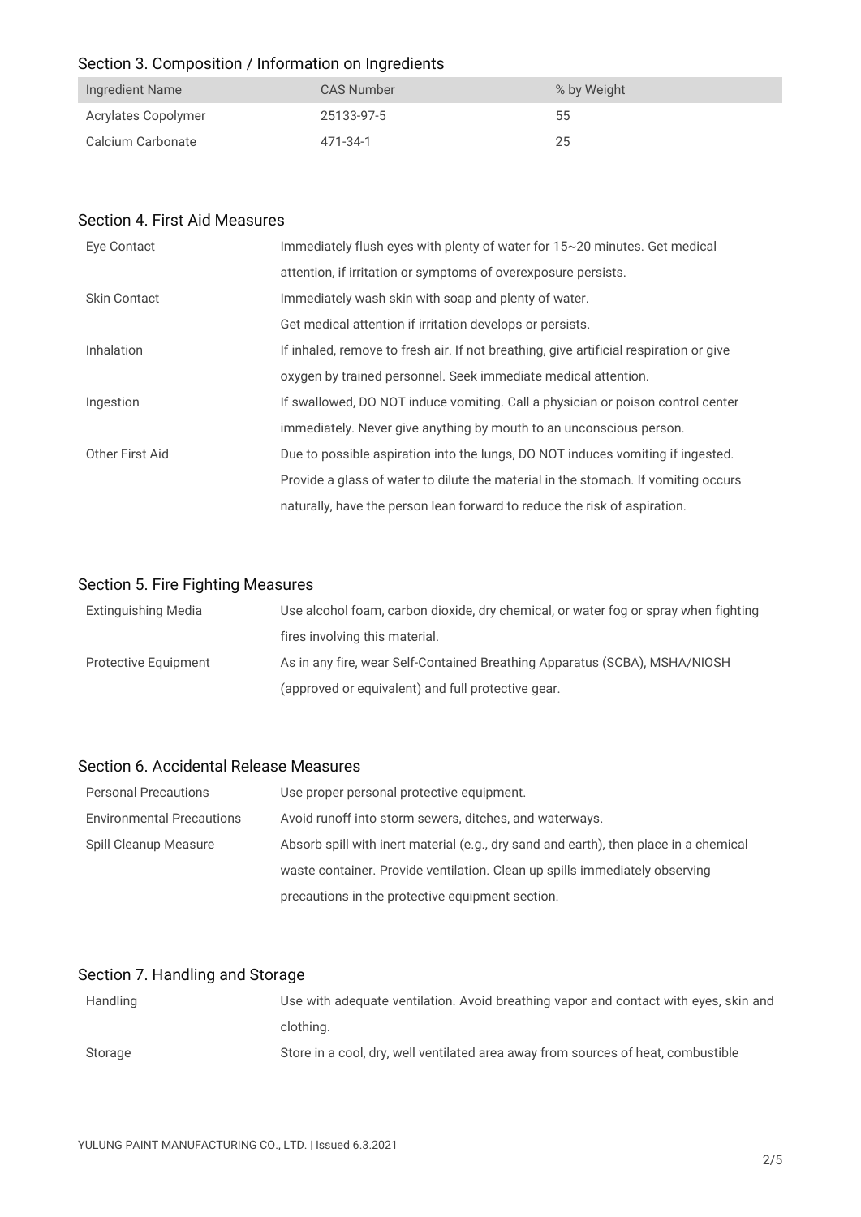## Section 3. Composition / Information on Ingredients

| Ingredient Name | CAS Number | % by Weight |
|---|---|---|
| Acrylates Copolymer | 25133-97-5 | 55 |
| Calcium Carbonate | 471-34-1 | 25 |

## Section 4. First Aid Measures

| | |
|---|---|
| Eye Contact | Immediately flush eyes with plenty of water for 15~20 minutes. Get medical attention, if irritation or symptoms of overexposure persists. |
| Skin Contact | Immediately wash skin with soap and plenty of water. Get medical attention if irritation develops or persists. |
| Inhalation | If inhaled, remove to fresh air. If not breathing, give artificial respiration or give oxygen by trained personnel. Seek immediate medical attention. |
| Ingestion | If swallowed, DO NOT induce vomiting. Call a physician or poison control center immediately. Never give anything by mouth to an unconscious person. |
| Other First Aid | Due to possible aspiration into the lungs, DO NOT induces vomiting if ingested. Provide a glass of water to dilute the material in the stomach. If vomiting occurs naturally, have the person lean forward to reduce the risk of aspiration. |

## Section 5. Fire Fighting Measures

| | |
|---|---|
| Extinguishing Media | Use alcohol foam, carbon dioxide, dry chemical, or water fog or spray when fighting fires involving this material. |
| Protective Equipment | As in any fire, wear Self-Contained Breathing Apparatus (SCBA), MSHA/NIOSH (approved or equivalent) and full protective gear. |

## Section 6. Accidental Release Measures

| | |
|---|---|
| Personal Precautions | Use proper personal protective equipment. |
| Environmental Precautions | Avoid runoff into storm sewers, ditches, and waterways. |
| Spill Cleanup Measure | Absorb spill with inert material (e.g., dry sand and earth), then place in a chemical waste container. Provide ventilation. Clean up spills immediately observing precautions in the protective equipment section. |

## Section 7. Handling and Storage

| | |
|---|---|
| Handling | Use with adequate ventilation. Avoid breathing vapor and contact with eyes, skin and clothing. |
| Storage | Store in a cool, dry, well ventilated area away from sources of heat, combustible |

YULUNG PAINT MANUFACTURING CO., LTD. | Issued 6.3.2021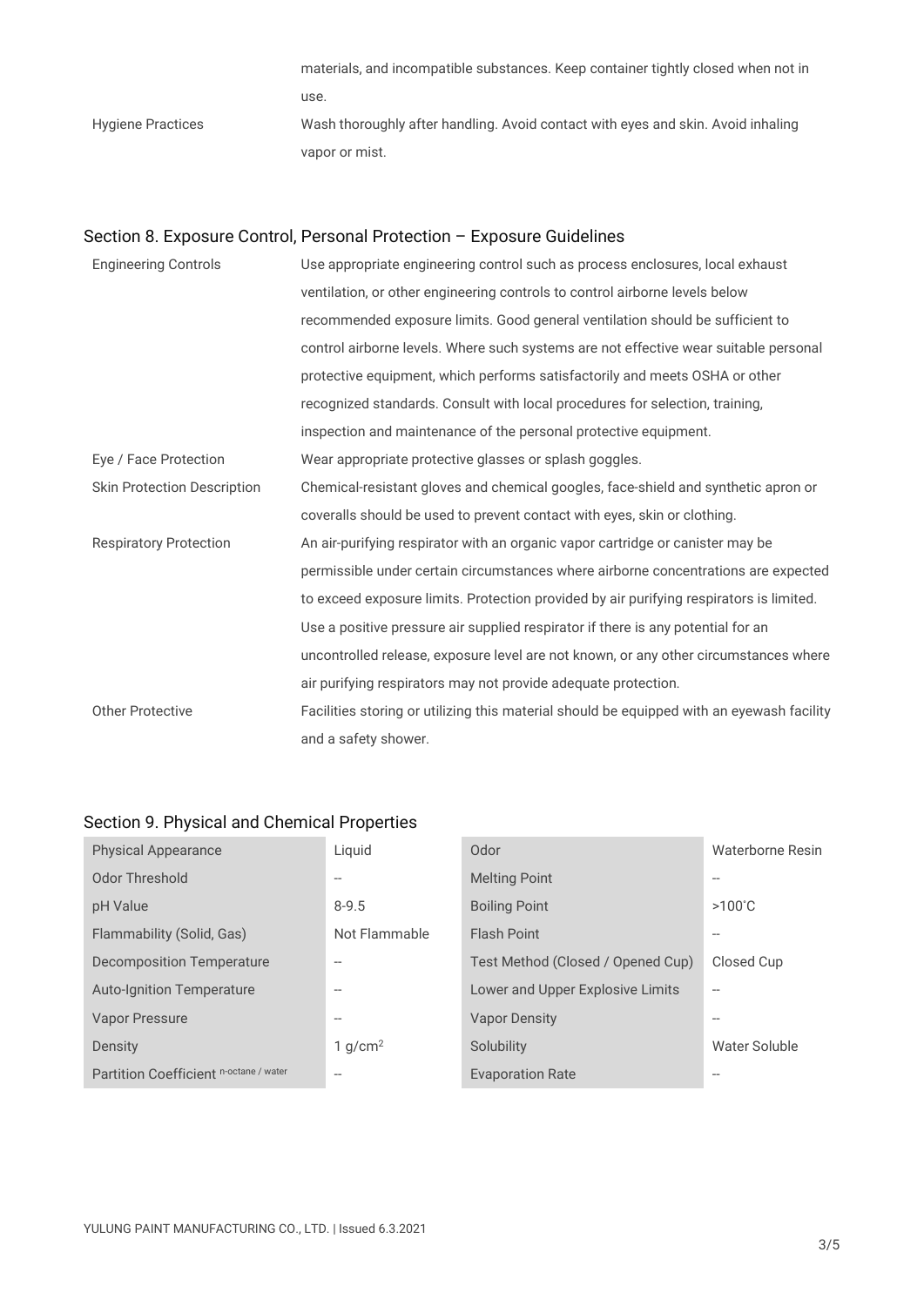| | |
|---|---|
| | materials, and incompatible substances. Keep container tightly closed when not in use. |
| Hygiene Practices | Wash thoroughly after handling. Avoid contact with eyes and skin. Avoid inhaling vapor or mist. |

## Section 8. Exposure Control, Personal Protection – Exposure Guidelines

| | |
|---|---|
| Engineering Controls | Use appropriate engineering control such as process enclosures, local exhaust ventilation, or other engineering controls to control airborne levels below recommended exposure limits. Good general ventilation should be sufficient to control airborne levels. Where such systems are not effective wear suitable personal protective equipment, which performs satisfactorily and meets OSHA or other recognized standards. Consult with local procedures for selection, training, inspection and maintenance of the personal protective equipment. |
| Eye / Face Protection | Wear appropriate protective glasses or splash goggles. |
| Skin Protection Description | Chemical-resistant gloves and chemical googles, face-shield and synthetic apron or coveralls should be used to prevent contact with eyes, skin or clothing. |
| Respiratory Protection | An air-purifying respirator with an organic vapor cartridge or canister may be permissible under certain circumstances where airborne concentrations are expected to exceed exposure limits. Protection provided by air purifying respirators is limited. Use a positive pressure air supplied respirator if there is any potential for an uncontrolled release, exposure level are not known, or any other circumstances where air purifying respirators may not provide adequate protection. |
| Other Protective | Facilities storing or utilizing this material should be equipped with an eyewash facility and a safety shower. |

## Section 9. Physical and Chemical Properties

| | | | |
|---|---|---|---|
| Physical Appearance | Liquid | Odor | Waterborne Resin |
| Odor Threshold | -- | Melting Point | -- |
| pH Value | 8-9.5 | Boiling Point | >100˚C |
| Flammability (Solid, Gas) | Not Flammable | Flash Point | -- |
| Decomposition Temperature | -- | Test Method (Closed / Opened Cup) | Closed Cup |
| Auto-Ignition Temperature | -- | Lower and Upper Explosive Limits | -- |
| Vapor Pressure | -- | Vapor Density | -- |
| Density | 1 $g/cm^2$ | Solubility | Water Soluble |
| Partition Coefficient $_{\text{n-octane / water}}$ | -- | Evaporation Rate | -- |

YULUNG PAINT MANUFACTURING CO., LTD. | Issued 6.3.2021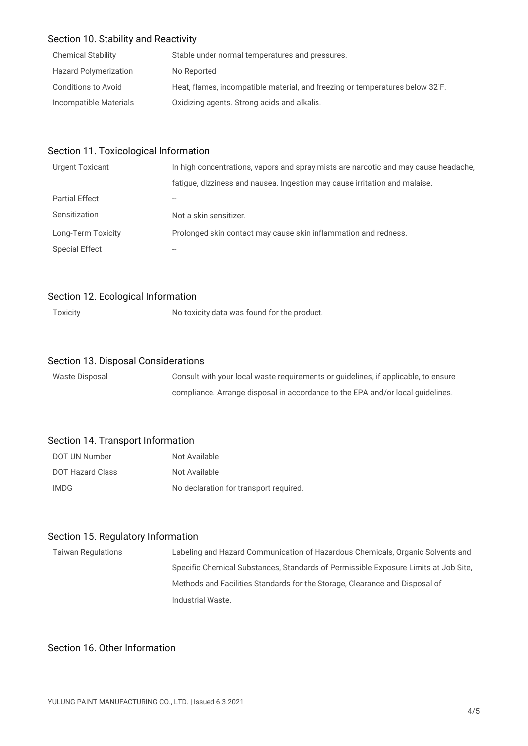## Section 10. Stability and Reactivity

| | |
|---|---|
| Chemical Stability | Stable under normal temperatures and pressures. |
| Hazard Polymerization | No Reported |
| Conditions to Avoid | Heat, flames, incompatible material, and freezing or temperatures below 32˚F. |
| Incompatible Materials | Oxidizing agents. Strong acids and alkalis. |

## Section 11. Toxicological Information

| | |
|---|---|
| Urgent Toxicant | In high concentrations, vapors and spray mists are narcotic and may cause headache, fatigue, dizziness and nausea. Ingestion may cause irritation and malaise. |
| Partial Effect | -- |
| Sensitization | Not a skin sensitizer. |
| Long-Term Toxicity | Prolonged skin contact may cause skin inflammation and redness. |
| Special Effect | -- |

## Section 12. Ecological Information

| | |
|---|---|
| Toxicity | No toxicity data was found for the product. |

## Section 13. Disposal Considerations

| | |
|---|---|
| Waste Disposal | Consult with your local waste requirements or guidelines, if applicable, to ensure compliance. Arrange disposal in accordance to the EPA and/or local guidelines. |

## Section 14. Transport Information

| | |
|---|---|
| DOT UN Number | Not Available |
| DOT Hazard Class | Not Available |
| IMDG | No declaration for transport required. |

## Section 15. Regulatory Information

| | |
|---|---|
| Taiwan Regulations | Labeling and Hazard Communication of Hazardous Chemicals, Organic Solvents and Specific Chemical Substances, Standards of Permissible Exposure Limits at Job Site, Methods and Facilities Standards for the Storage, Clearance and Disposal of Industrial Waste. |

## Section 16. Other Information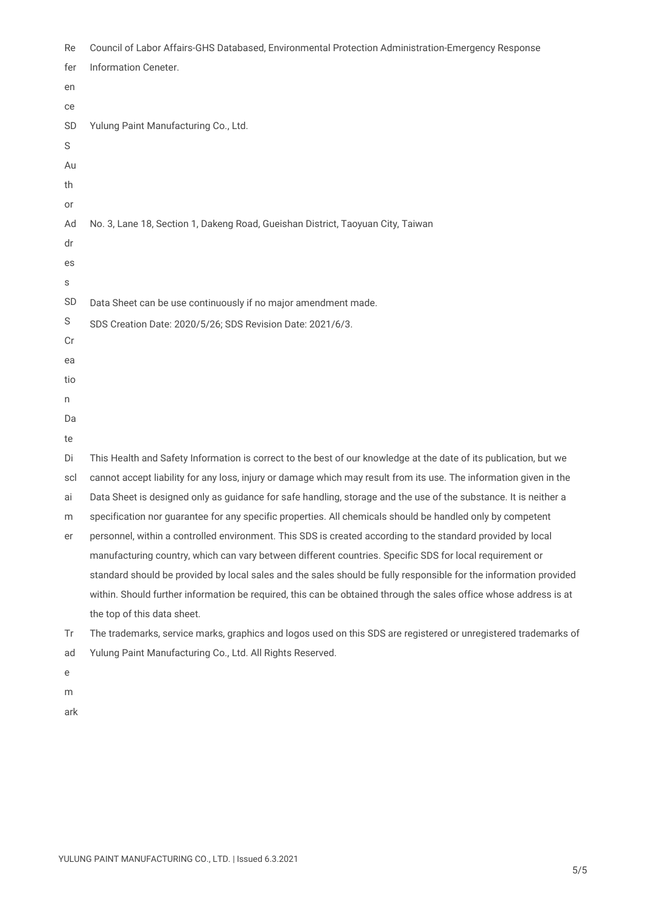| | |
|---|---|
| Reference | Council of Labor Affairs-GHS Databased, Environmental Protection Administration-Emergency Response Information Ceneter. |
| SDS Author | Yulung Paint Manufacturing Co., Ltd. |
| Address | No. 3, Lane 18, Section 1, Dakeng Road, Gueishan District, Taoyuan City, Taiwan |
| SDS Creation Date | Data Sheet can be use continuously if no major amendment made. SDS Creation Date: 2020/5/26; SDS Revision Date: 2021/6/3. |
| Disclaimer | This Health and Safety Information is correct to the best of our knowledge at the date of its publication, but we cannot accept liability for any loss, injury or damage which may result from its use. The information given in the Data Sheet is designed only as guidance for safe handling, storage and the use of the substance. It is neither a specification nor guarantee for any specific properties. All chemicals should be handled only by competent personnel, within a controlled environment. This SDS is created according to the standard provided by local manufacturing country, which can vary between different countries. Specific SDS for local requirement or standard should be provided by local sales and the sales should be fully responsible for the information provided within. Should further information be required, this can be obtained through the sales office whose address is at the top of this data sheet. |
| Trademark | The trademarks, service marks, graphics and logos used on this SDS are registered or unregistered trademarks of Yulung Paint Manufacturing Co., Ltd. All Rights Reserved. |